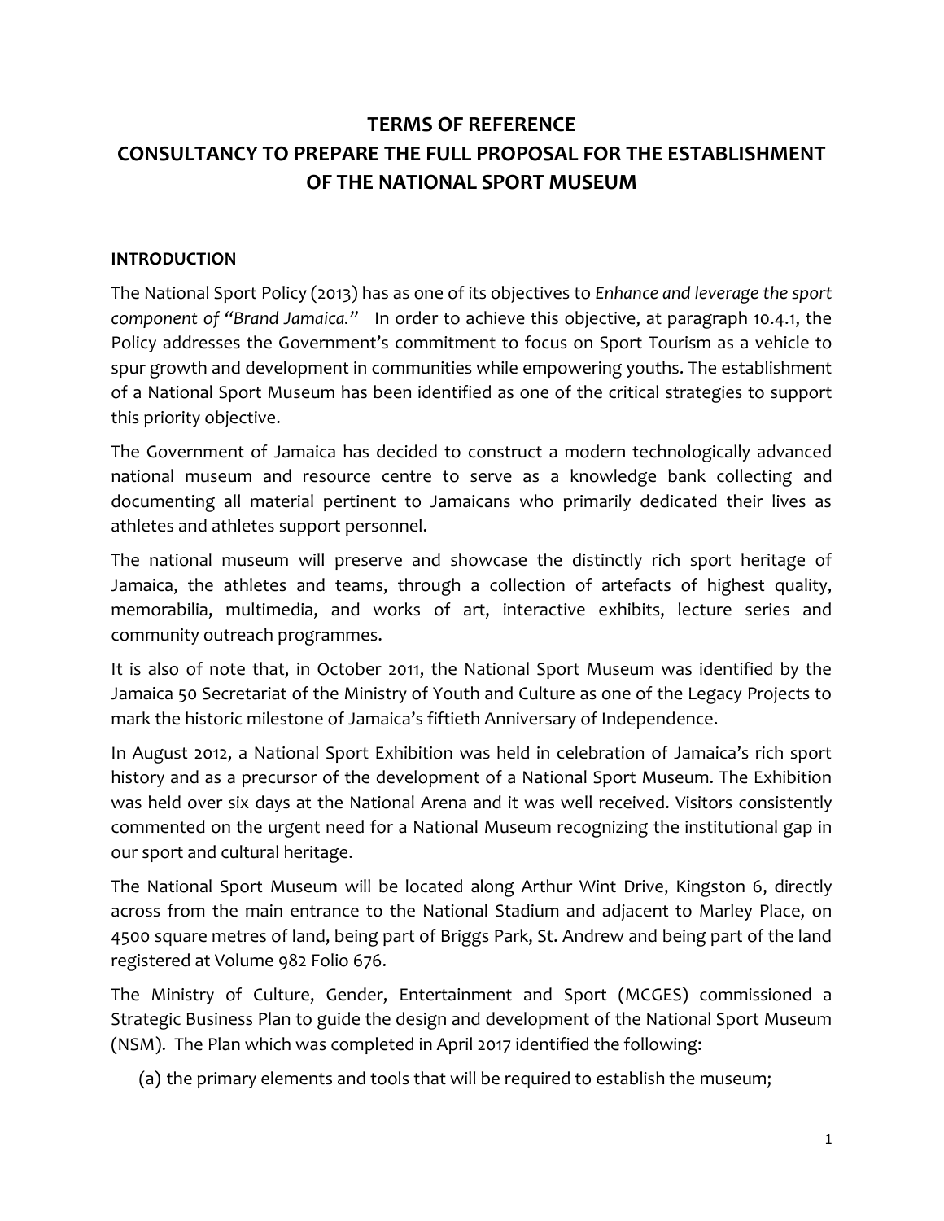# TERMS OF REFERENCE
# CONSULTANCY TO PREPARE THE FULL PROPOSAL FOR THE ESTABLISHMENT OF THE NATIONAL SPORT MUSEUM

## INTRODUCTION

The National Sport Policy (2013) has as one of its objectives to *Enhance and leverage the sport component of "Brand Jamaica."* In order to achieve this objective, at paragraph 10.4.1, the Policy addresses the Government's commitment to focus on Sport Tourism as a vehicle to spur growth and development in communities while empowering youths. The establishment of a National Sport Museum has been identified as one of the critical strategies to support this priority objective.

The Government of Jamaica has decided to construct a modern technologically advanced national museum and resource centre to serve as a knowledge bank collecting and documenting all material pertinent to Jamaicans who primarily dedicated their lives as athletes and athletes support personnel.

The national museum will preserve and showcase the distinctly rich sport heritage of Jamaica, the athletes and teams, through a collection of artefacts of highest quality, memorabilia, multimedia, and works of art, interactive exhibits, lecture series and community outreach programmes.

It is also of note that, in October 2011, the National Sport Museum was identified by the Jamaica 50 Secretariat of the Ministry of Youth and Culture as one of the Legacy Projects to mark the historic milestone of Jamaica's fiftieth Anniversary of Independence.

In August 2012, a National Sport Exhibition was held in celebration of Jamaica's rich sport history and as a precursor of the development of a National Sport Museum. The Exhibition was held over six days at the National Arena and it was well received. Visitors consistently commented on the urgent need for a National Museum recognizing the institutional gap in our sport and cultural heritage.

The National Sport Museum will be located along Arthur Wint Drive, Kingston 6, directly across from the main entrance to the National Stadium and adjacent to Marley Place, on 4500 square metres of land, being part of Briggs Park, St. Andrew and being part of the land registered at Volume 982 Folio 676.

The Ministry of Culture, Gender, Entertainment and Sport (MCGES) commissioned a Strategic Business Plan to guide the design and development of the National Sport Museum (NSM). The Plan which was completed in April 2017 identified the following:

(a) the primary elements and tools that will be required to establish the museum;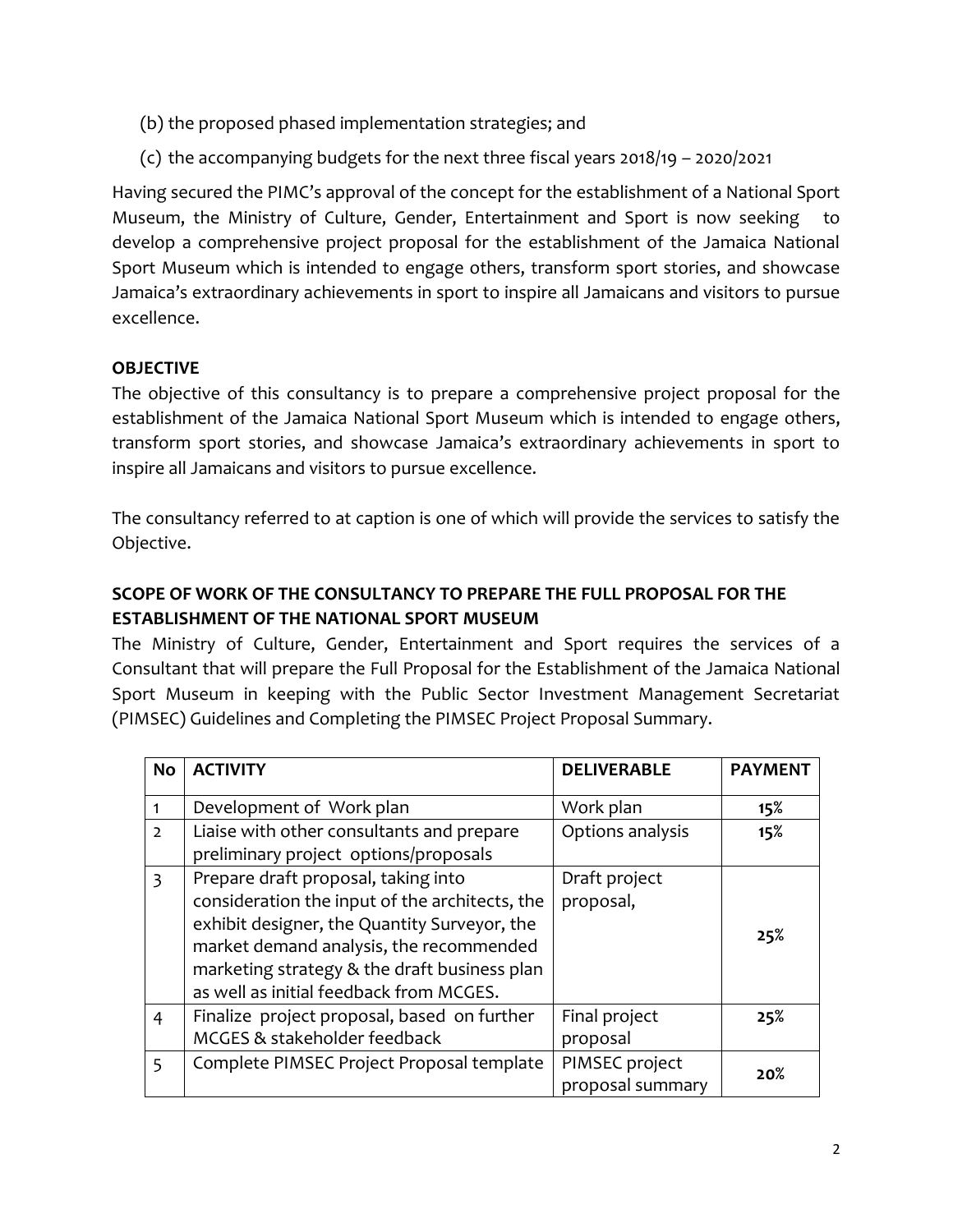(b) the proposed phased implementation strategies; and

(c) the accompanying budgets for the next three fiscal years 2018/19 – 2020/2021

Having secured the PIMC's approval of the concept for the establishment of a National Sport Museum, the Ministry of Culture, Gender, Entertainment and Sport is now seeking to develop a comprehensive project proposal for the establishment of the Jamaica National Sport Museum which is intended to engage others, transform sport stories, and showcase Jamaica's extraordinary achievements in sport to inspire all Jamaicans and visitors to pursue excellence.

**OBJECTIVE**

The objective of this consultancy is to prepare a comprehensive project proposal for the establishment of the Jamaica National Sport Museum which is intended to engage others, transform sport stories, and showcase Jamaica's extraordinary achievements in sport to inspire all Jamaicans and visitors to pursue excellence.

The consultancy referred to at caption is one of which will provide the services to satisfy the Objective.

**SCOPE OF WORK OF THE CONSULTANCY TO PREPARE THE FULL PROPOSAL FOR THE ESTABLISHMENT OF THE NATIONAL SPORT MUSEUM**

The Ministry of Culture, Gender, Entertainment and Sport requires the services of a Consultant that will prepare the Full Proposal for the Establishment of the Jamaica National Sport Museum in keeping with the Public Sector Investment Management Secretariat (PIMSEC) Guidelines and Completing the PIMSEC Project Proposal Summary.

| No | ACTIVITY | DELIVERABLE | PAYMENT |
|---|---|---|---|
| 1 | Development of Work plan | Work plan | **15%** |
| 2 | Liaise with other consultants and prepare preliminary project options/proposals | Options analysis | **15%** |
| 3 | Prepare draft proposal, taking into consideration the input of the architects, the exhibit designer, the Quantity Surveyor, the market demand analysis, the recommended marketing strategy & the draft business plan as well as initial feedback from MCGES. | Draft project proposal, | **25%** |
| 4 | Finalize project proposal, based on further MCGES & stakeholder feedback | Final project proposal | **25%** |
| 5 | Complete PIMSEC Project Proposal template | PIMSEC project proposal summary | **20%** |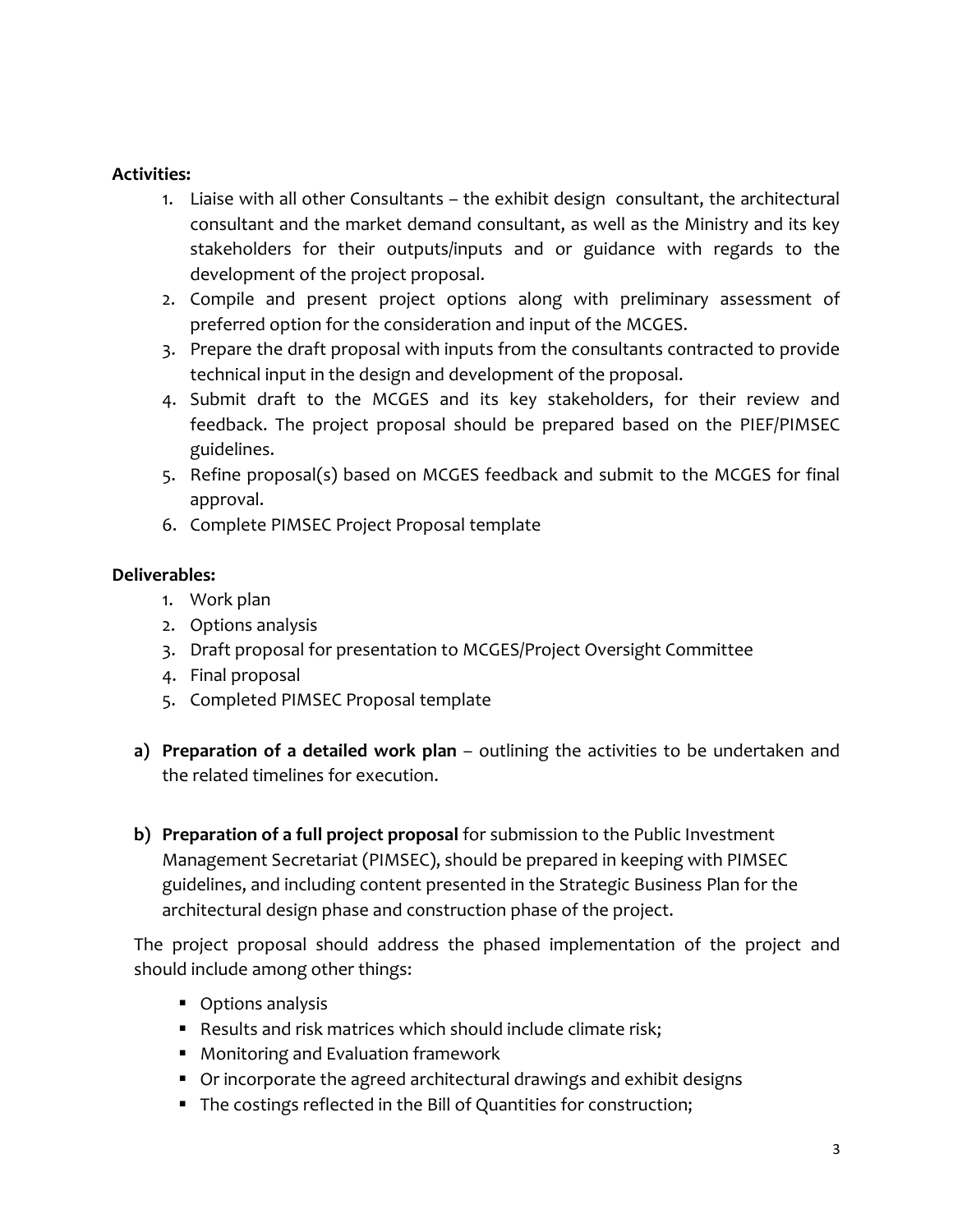**Activities:**

1. Liaise with all other Consultants – the exhibit design consultant, the architectural consultant and the market demand consultant, as well as the Ministry and its key stakeholders for their outputs/inputs and or guidance with regards to the development of the project proposal.
2. Compile and present project options along with preliminary assessment of preferred option for the consideration and input of the MCGES.
3. Prepare the draft proposal with inputs from the consultants contracted to provide technical input in the design and development of the proposal.
4. Submit draft to the MCGES and its key stakeholders, for their review and feedback. The project proposal should be prepared based on the PIEF/PIMSEC guidelines.
5. Refine proposal(s) based on MCGES feedback and submit to the MCGES for final approval.
6. Complete PIMSEC Project Proposal template

**Deliverables:**

1. Work plan
2. Options analysis
3. Draft proposal for presentation to MCGES/Project Oversight Committee
4. Final proposal
5. Completed PIMSEC Proposal template

**a) Preparation of a detailed work plan** – outlining the activities to be undertaken and the related timelines for execution.

**b) Preparation of a full project proposal** for submission to the Public Investment Management Secretariat (PIMSEC), should be prepared in keeping with PIMSEC guidelines, and including content presented in the Strategic Business Plan for the architectural design phase and construction phase of the project.

The project proposal should address the phased implementation of the project and should include among other things:

- Options analysis
- Results and risk matrices which should include climate risk;
- Monitoring and Evaluation framework
- Or incorporate the agreed architectural drawings and exhibit designs
- The costings reflected in the Bill of Quantities for construction;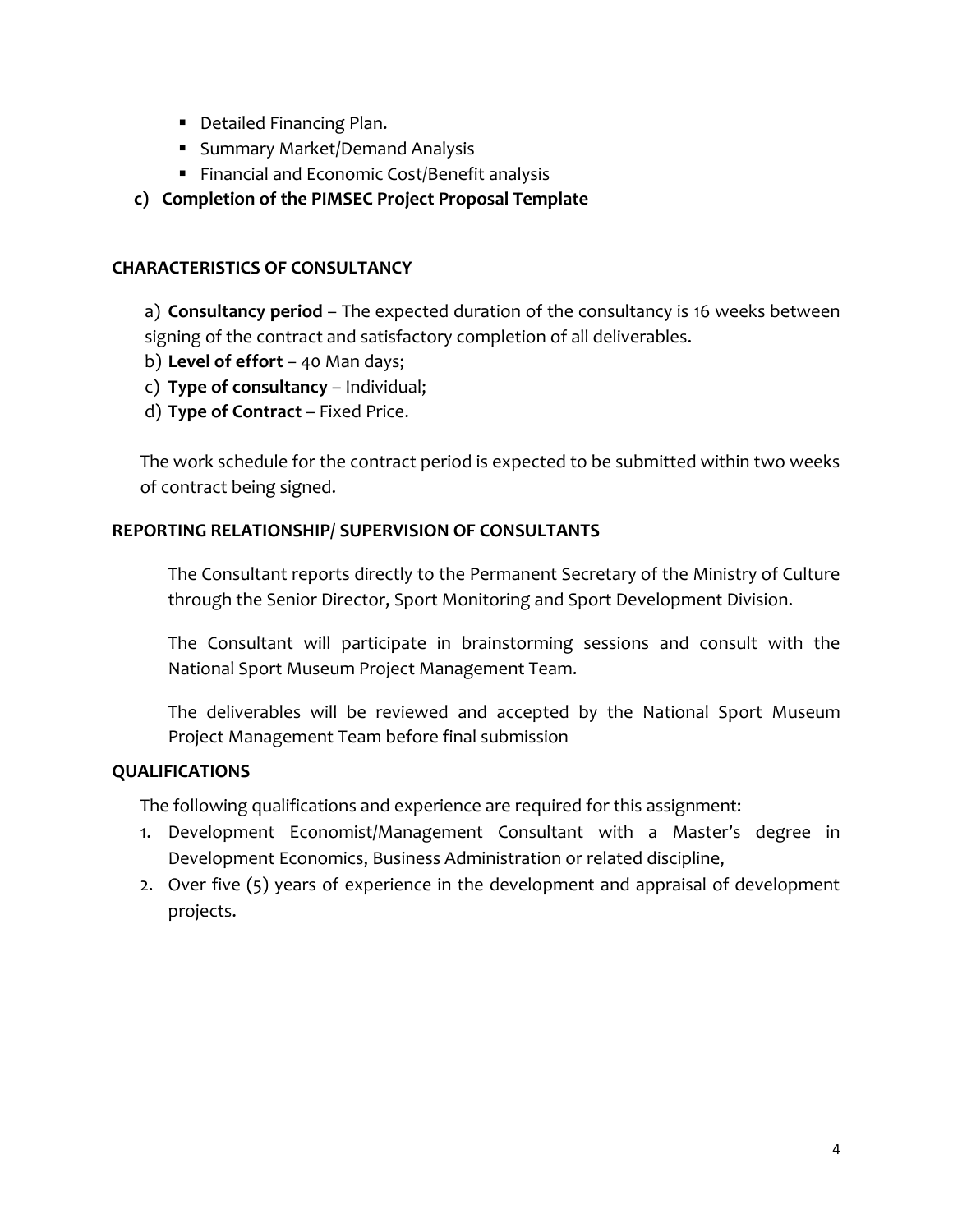- Detailed Financing Plan.
- Summary Market/Demand Analysis
- Financial and Economic Cost/Benefit analysis

**c) Completion of the PIMSEC Project Proposal Template**

## CHARACTERISTICS OF CONSULTANCY

a) **Consultancy period** – The expected duration of the consultancy is 16 weeks between signing of the contract and satisfactory completion of all deliverables.

b) **Level of effort** – 40 Man days;

c) **Type of consultancy** – Individual;

d) **Type of Contract** – Fixed Price.

The work schedule for the contract period is expected to be submitted within two weeks of contract being signed.

## REPORTING RELATIONSHIP/ SUPERVISION OF CONSULTANTS

The Consultant reports directly to the Permanent Secretary of the Ministry of Culture through the Senior Director, Sport Monitoring and Sport Development Division.

The Consultant will participate in brainstorming sessions and consult with the National Sport Museum Project Management Team.

The deliverables will be reviewed and accepted by the National Sport Museum Project Management Team before final submission

## QUALIFICATIONS

The following qualifications and experience are required for this assignment:

1. Development Economist/Management Consultant with a Master's degree in Development Economics, Business Administration or related discipline,
2. Over five (5) years of experience in the development and appraisal of development projects.